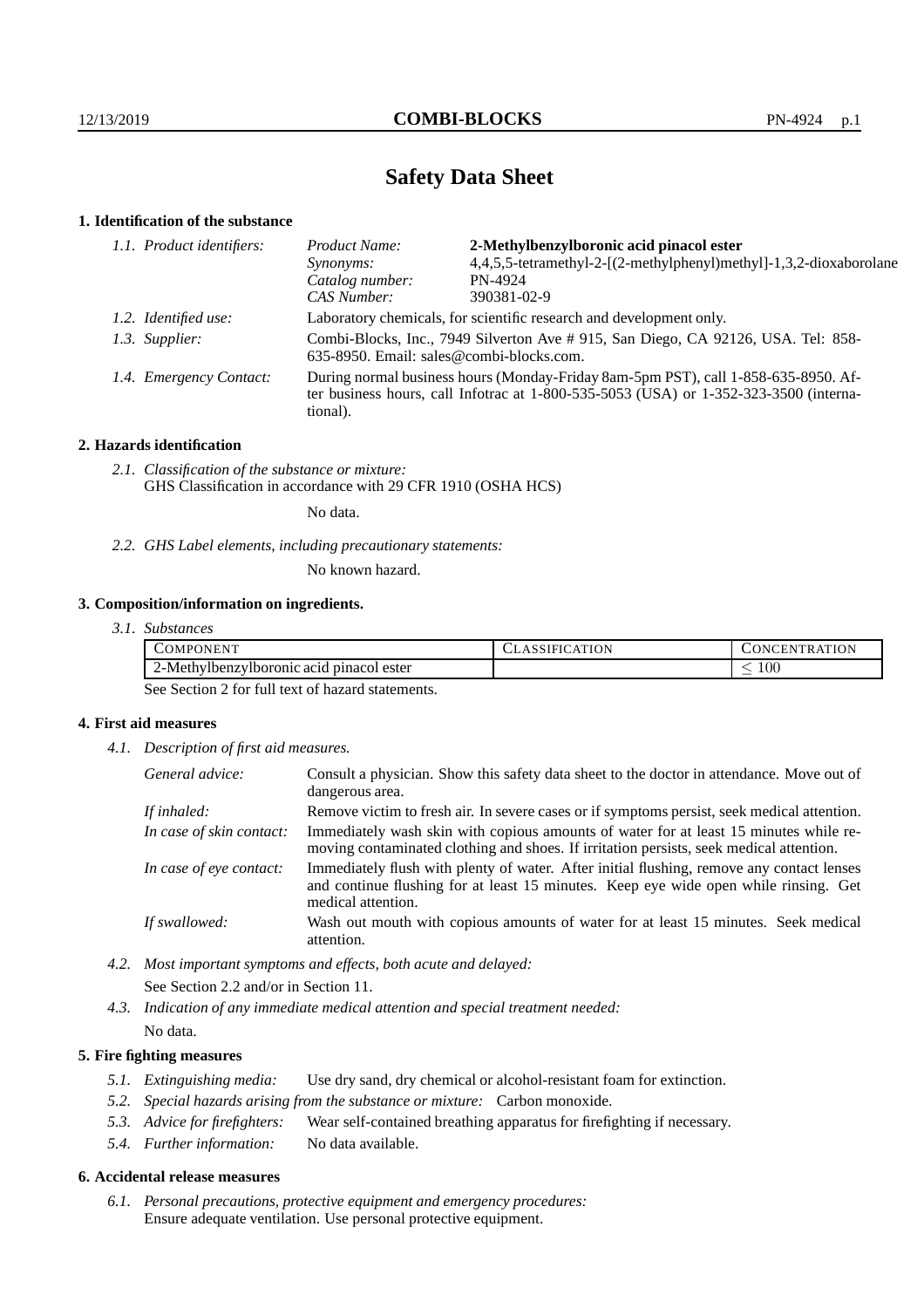# Safety Data Sheet

## 1. Identification of the substance

*1.1. Product identifiers:*

| | |
|---|---|
| *Product Name:* | **2-Methylbenzylboronic acid pinacol ester** |
| *Synonyms:* | 4,4,5,5-tetramethyl-2-[(2-methylphenyl)methyl]-1,3,2-dioxaborolane |
| *Catalog number:* | PN-4924 |
| *CAS Number:* | 390381-02-9 |

*1.2. Identified use:* Laboratory chemicals, for scientific research and development only.

*1.3. Supplier:* Combi-Blocks, Inc., 7949 Silverton Ave # 915, San Diego, CA 92126, USA. Tel: 858-635-8950. Email: sales@combi-blocks.com.

*1.4. Emergency Contact:* During normal business hours (Monday-Friday 8am-5pm PST), call 1-858-635-8950. After business hours, call Infotrac at 1-800-535-5053 (USA) or 1-352-323-3500 (international).

## 2. Hazards identification

*2.1. Classification of the substance or mixture:*
GHS Classification in accordance with 29 CFR 1910 (OSHA HCS)

No data.

*2.2. GHS Label elements, including precautionary statements:*

No known hazard.

## 3. Composition/information on ingredients.

*3.1. Substances*

| COMPONENT | CLASSIFICATION | CONCENTRATION |
|---|---|---|
| 2-Methylbenzylboronic acid pinacol ester | | $\leq 100$ |

See Section 2 for full text of hazard statements.

## 4. First aid measures

*4.1. Description of first aid measures.*

| | |
|---|---|
| *General advice:* | Consult a physician. Show this safety data sheet to the doctor in attendance. Move out of dangerous area. |
| *If inhaled:* | Remove victim to fresh air. In severe cases or if symptoms persist, seek medical attention. |
| *In case of skin contact:* | Immediately wash skin with copious amounts of water for at least 15 minutes while removing contaminated clothing and shoes. If irritation persists, seek medical attention. |
| *In case of eye contact:* | Immediately flush with plenty of water. After initial flushing, remove any contact lenses and continue flushing for at least 15 minutes. Keep eye wide open while rinsing. Get medical attention. |
| *If swallowed:* | Wash out mouth with copious amounts of water for at least 15 minutes. Seek medical attention. |

*4.2. Most important symptoms and effects, both acute and delayed:*
See Section 2.2 and/or in Section 11.

*4.3. Indication of any immediate medical attention and special treatment needed:*
No data.

## 5. Fire fighting measures

*5.1. Extinguishing media:* Use dry sand, dry chemical or alcohol-resistant foam for extinction.

*5.2. Special hazards arising from the substance or mixture:* Carbon monoxide.

*5.3. Advice for firefighters:* Wear self-contained breathing apparatus for firefighting if necessary.

*5.4. Further information:* No data available.

## 6. Accidental release measures

*6.1. Personal precautions, protective equipment and emergency procedures:*
Ensure adequate ventilation. Use personal protective equipment.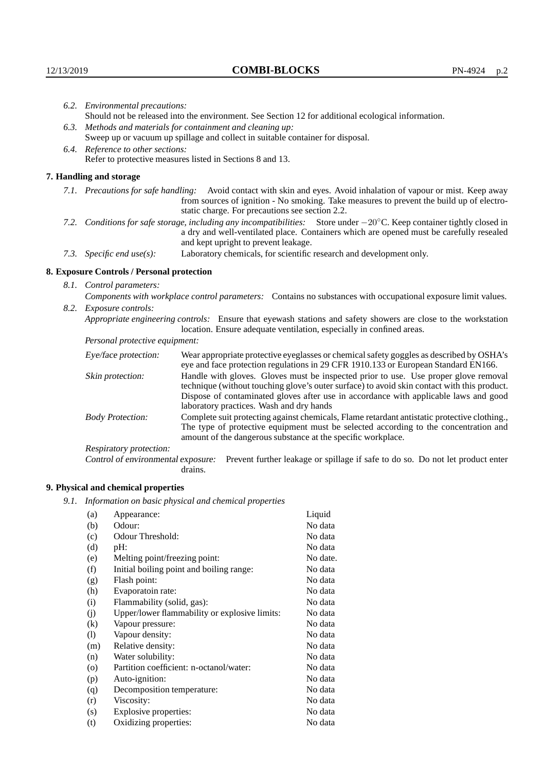*6.2. Environmental precautions:*
Should not be released into the environment. See Section 12 for additional ecological information.

*6.3. Methods and materials for containment and cleaning up:*
Sweep up or vacuum up spillage and collect in suitable container for disposal.

*6.4. Reference to other sections:*
Refer to protective measures listed in Sections 8 and 13.

## 7. Handling and storage

*7.1. Precautions for safe handling:* Avoid contact with skin and eyes. Avoid inhalation of vapour or mist. Keep away from sources of ignition - No smoking. Take measures to prevent the build up of electrostatic charge. For precautions see section 2.2.

*7.2. Conditions for safe storage, including any incompatibilities:* Store under $-20^{\circ}$C. Keep container tightly closed in a dry and well-ventilated place. Containers which are opened must be carefully resealed and kept upright to prevent leakage.

*7.3. Specific end use(s):* Laboratory chemicals, for scientific research and development only.

## 8. Exposure Controls / Personal protection

*8.1. Control parameters:*
*Components with workplace control parameters:* Contains no substances with occupational exposure limit values.

*8.2. Exposure controls:*
*Appropriate engineering controls:* Ensure that eyewash stations and safety showers are close to the workstation location. Ensure adequate ventilation, especially in confined areas.

*Personal protective equipment:*

*Eye/face protection:* Wear appropriate protective eyeglasses or chemical safety goggles as described by OSHA's eye and face protection regulations in 29 CFR 1910.133 or European Standard EN166.

*Skin protection:* Handle with gloves. Gloves must be inspected prior to use. Use proper glove removal technique (without touching glove's outer surface) to avoid skin contact with this product. Dispose of contaminated gloves after use in accordance with applicable laws and good laboratory practices. Wash and dry hands

*Body Protection:* Complete suit protecting against chemicals, Flame retardant antistatic protective clothing., The type of protective equipment must be selected according to the concentration and amount of the dangerous substance at the specific workplace.

*Respiratory protection:*

*Control of environmental exposure:* Prevent further leakage or spillage if safe to do so. Do not let product enter drains.

## 9. Physical and chemical properties

*9.1. Information on basic physical and chemical properties*

| | | |
|---|---|---|
| (a) | Appearance: | Liquid |
| (b) | Odour: | No data |
| (c) | Odour Threshold: | No data |
| (d) | pH: | No data |
| (e) | Melting point/freezing point: | No date. |
| (f) | Initial boiling point and boiling range: | No data |
| (g) | Flash point: | No data |
| (h) | Evaporatoin rate: | No data |
| (i) | Flammability (solid, gas): | No data |
| (j) | Upper/lower flammability or explosive limits: | No data |
| (k) | Vapour pressure: | No data |
| (l) | Vapour density: | No data |
| (m) | Relative density: | No data |
| (n) | Water solubility: | No data |
| (o) | Partition coefficient: n-octanol/water: | No data |
| (p) | Auto-ignition: | No data |
| (q) | Decomposition temperature: | No data |
| (r) | Viscosity: | No data |
| (s) | Explosive properties: | No data |
| (t) | Oxidizing properties: | No data |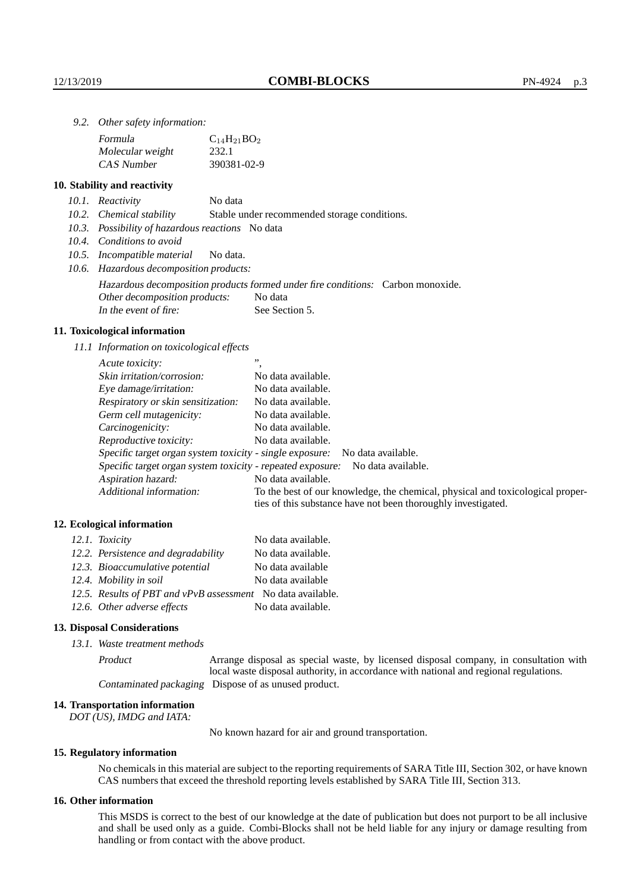*9.2. Other safety information:*

| | |
|---|---|
| *Formula* | $C_{14}H_{21}BO_2$ |
| *Molecular weight* | 232.1 |
| *CAS Number* | 390381-02-9 |

## 10. Stability and reactivity

*10.1. Reactivity* No data

*10.2. Chemical stability* Stable under recommended storage conditions.

*10.3. Possibility of hazardous reactions* No data

*10.4. Conditions to avoid*

*10.5. Incompatible material* No data.

*10.6. Hazardous decomposition products:*

*Hazardous decomposition products formed under fire conditions:* Carbon monoxide.

| | |
|---|---|
| *Other decomposition products:* | No data |
| *In the event of fire:* | See Section 5. |

## 11. Toxicological information

*11.1 Information on toxicological effects*

| | |
|---|---|
| *Acute toxicity:* | ”, |
| *Skin irritation/corrosion:* | No data available. |
| *Eye damage/irritation:* | No data available. |
| *Respiratory or skin sensitization:* | No data available. |
| *Germ cell mutagenicity:* | No data available. |
| *Carcinogenicity:* | No data available. |
| *Reproductive toxicity:* | No data available. |
| *Specific target organ system toxicity - single exposure:* | No data available. |
| *Specific target organ system toxicity - repeated exposure:* | No data available. |
| *Aspiration hazard:* | No data available. |
| *Additional information:* | To the best of our knowledge, the chemical, physical and toxicological properties of this substance have not been thoroughly investigated. |

## 12. Ecological information

| | |
|---|---|
| *12.1. Toxicity* | No data available. |
| *12.2. Persistence and degradability* | No data available. |
| *12.3. Bioaccumulative potential* | No data available |
| *12.4. Mobility in soil* | No data available |
| *12.5. Results of PBT and vPvB assessment* | No data available. |
| *12.6. Other adverse effects* | No data available. |

## 13. Disposal Considerations

*13.1. Waste treatment methods*

| | |
|---|---|
| *Product* | Arrange disposal as special waste, by licensed disposal company, in consultation with local waste disposal authority, in accordance with national and regional regulations. |
| *Contaminated packaging* | Dispose of as unused product. |

## 14. Transportation information

*DOT (US), IMDG and IATA:*

No known hazard for air and ground transportation.

## 15. Regulatory information

No chemicals in this material are subject to the reporting requirements of SARA Title III, Section 302, or have known CAS numbers that exceed the threshold reporting levels established by SARA Title III, Section 313.

## 16. Other information

This MSDS is correct to the best of our knowledge at the date of publication but does not purport to be all inclusive and shall be used only as a guide. Combi-Blocks shall not be held liable for any injury or damage resulting from handling or from contact with the above product.